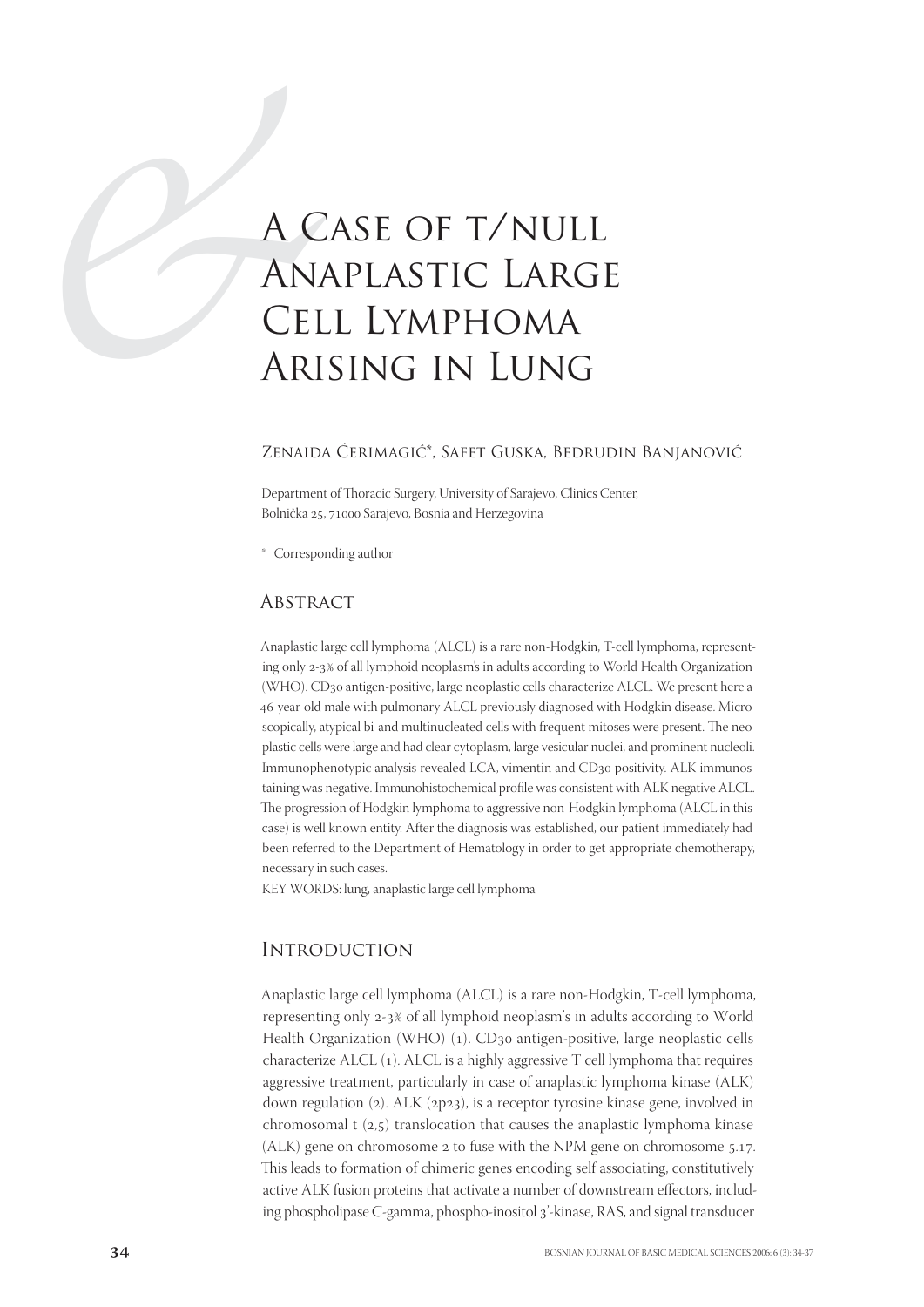# A Case of t/null Anaplastic Large Cell Lymphoma Arising in Lung

Zenaida Ćerimagić*, Safet Guska, Bedrudin Banjanović

Department of Thoracic Surgery, University of Sarajevo, Clinics Center, Bolnićka 25, 71000 Sarajevo, Bosnia and Herzegovina

\* Corresponding author

## Abstract

Anaplastic large cell lymphoma (ALCL) is a rare non-Hodgkin, T-cell lymphoma, representing only 2-3% of all lymphoid neoplasm's in adults according to World Health Organization (WHO). CD30 antigen-positive, large neoplastic cells characterize ALCL. We present here a 46-year-old male with pulmonary ALCL previously diagnosed with Hodgkin disease. Microscopically, atypical bi-and multinucleated cells with frequent mitoses were present. The neoplastic cells were large and had clear cytoplasm, large vesicular nuclei, and prominent nucleoli. Immunophenotypic analysis revealed LCA, vimentin and CD30 positivity. ALK immunostaining was negative. Immunohistochemical profile was consistent with ALK negative ALCL. The progression of Hodgkin lymphoma to aggressive non-Hodgkin lymphoma (ALCL in this case) is well known entity. After the diagnosis was established, our patient immediately had been referred to the Department of Hematology in order to get appropriate chemotherapy, necessary in such cases.

KEY WORDS: lung, anaplastic large cell lymphoma

## Introduction

Anaplastic large cell lymphoma (ALCL) is a rare non-Hodgkin, T-cell lymphoma, representing only 2-3% of all lymphoid neoplasm's in adults according to World Health Organization (WHO) (1). CD30 antigen-positive, large neoplastic cells characterize ALCL (1). ALCL is a highly aggressive T cell lymphoma that requires aggressive treatment, particularly in case of anaplastic lymphoma kinase (ALK) down regulation (2). ALK (2p23), is a receptor tyrosine kinase gene, involved in chromosomal t (2,5) translocation that causes the anaplastic lymphoma kinase (ALK) gene on chromosome 2 to fuse with the NPM gene on chromosome 5.17. This leads to formation of chimeric genes encoding self associating, constitutively active ALK fusion proteins that activate a number of downstream effectors, including phospholipase C-gamma, phospho-inositol 3'-kinase, RAS, and signal transducer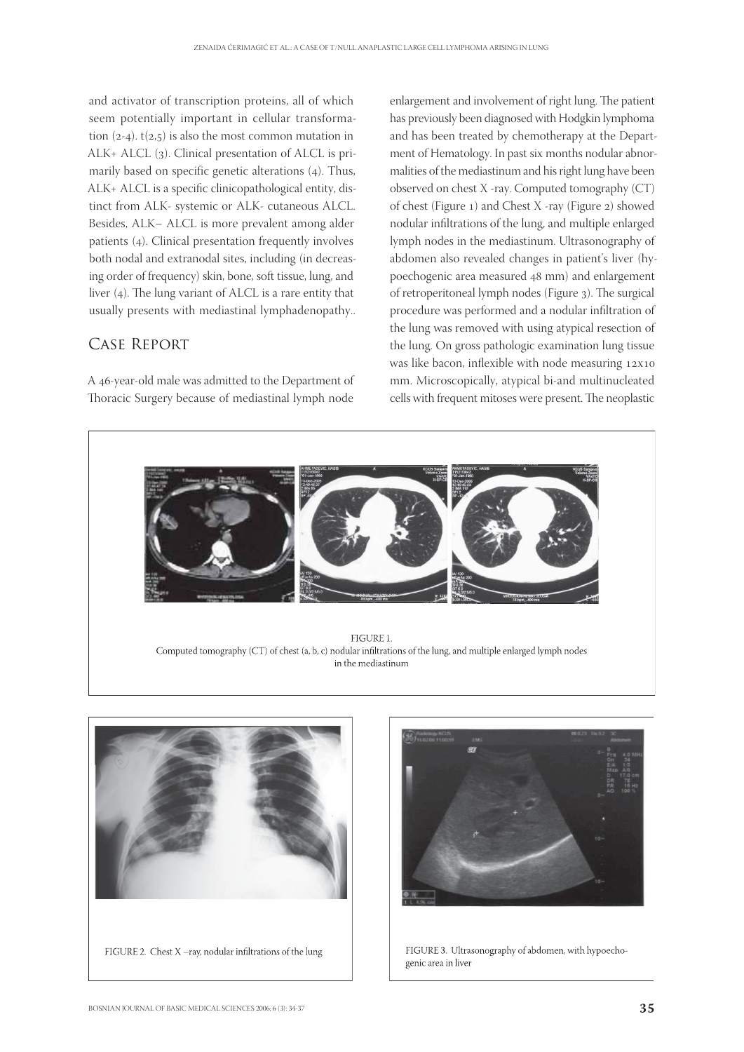and activator of transcription proteins, all of which seem potentially important in cellular transformation (2-4). t(2,5) is also the most common mutation in ALK+ ALCL (3). Clinical presentation of ALCL is primarily based on specific genetic alterations (4). Thus, ALK+ ALCL is a specific clinicopathological entity, distinct from ALK- systemic or ALK- cutaneous ALCL. Besides, ALK– ALCL is more prevalent among alder patients (4). Clinical presentation frequently involves both nodal and extranodal sites, including (in decreasing order of frequency) skin, bone, soft tissue, lung, and liver (4). The lung variant of ALCL is a rare entity that usually presents with mediastinal lymphadenopathy..

## Case Report

A 46-year-old male was admitted to the Department of Thoracic Surgery because of mediastinal lymph node enlargement and involvement of right lung. The patient has previously been diagnosed with Hodgkin lymphoma and has been treated by chemotherapy at the Department of Hematology. In past six months nodular abnormalities of the mediastinum and his right lung have been observed on chest X -ray. Computed tomography (CT) of chest (Figure 1) and Chest X -ray (Figure 2) showed nodular infiltrations of the lung, and multiple enlarged lymph nodes in the mediastinum. Ultrasonography of abdomen also revealed changes in patient's liver (hypoechogenic area measured 48 mm) and enlargement of retroperitoneal lymph nodes (Figure 3). The surgical procedure was performed and a nodular infiltration of the lung was removed with using atypical resection of the lung. On gross pathologic examination lung tissue was like bacon, inflexible with node measuring 12x10 mm. Microscopically, atypical bi-and multinucleated cells with frequent mitoses were present. The neoplastic

FIGURE 1. Computed tomography (CT) of chest (a, b, c) nodular infiltrations of the lung, and multiple enlarged lymph nodes in the mediastinum

FIGURE 2. Chest X –ray, nodular infiltrations of the lung

FIGURE 3. Ultrasonography of abdomen, with hypoechogenic area in liver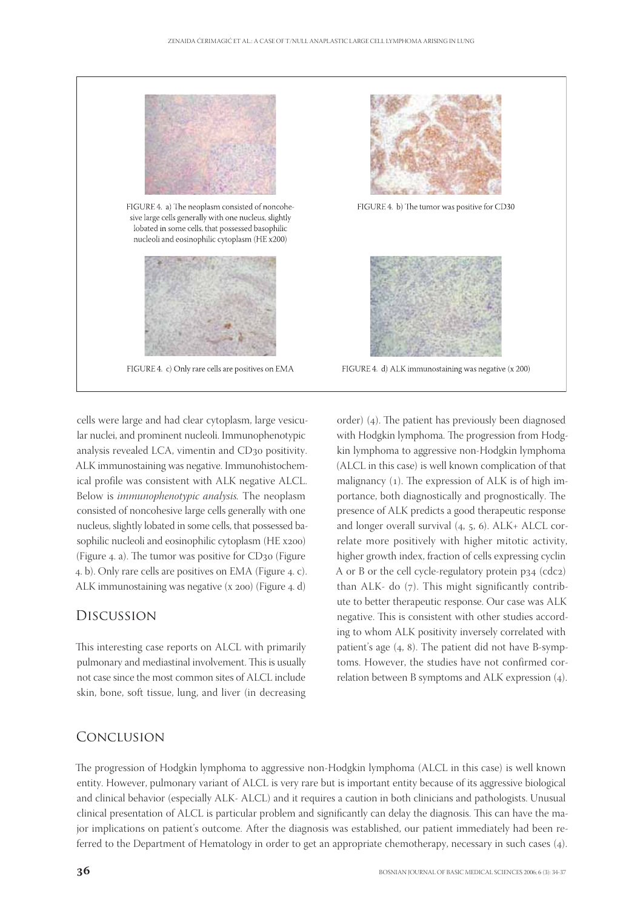FIGURE 4. a) The neoplasm consisted of noncohesive large cells generally with one nucleus, slightly lobated in some cells, that possessed basophilic nucleoli and eosinophilic cytoplasm (HE x200)

FIGURE 4. b) The tumor was positive for CD30

FIGURE 4. c) Only rare cells are positives on EMA

FIGURE 4. d) ALK immunostaining was negative (x 200)

cells were large and had clear cytoplasm, large vesicular nuclei, and prominent nucleoli. Immunophenotypic analysis revealed LCA, vimentin and CD30 positivity. ALK immunostaining was negative. Immunohistochemical profile was consistent with ALK negative ALCL. Below is *immunophenotypic analysis*. The neoplasm consisted of noncohesive large cells generally with one nucleus, slightly lobated in some cells, that possessed basophilic nucleoli and eosinophilic cytoplasm (HE x200) (Figure 4. a). The tumor was positive for CD30 (Figure 4. b). Only rare cells are positives on EMA (Figure 4. c). ALK immunostaining was negative (x 200) (Figure 4. d)

## Discussion

This interesting case reports on ALCL with primarily pulmonary and mediastinal involvement. This is usually not case since the most common sites of ALCL include skin, bone, soft tissue, lung, and liver (in decreasing order) (4). The patient has previously been diagnosed with Hodgkin lymphoma. The progression from Hodgkin lymphoma to aggressive non-Hodgkin lymphoma (ALCL in this case) is well known complication of that malignancy (1). The expression of ALK is of high importance, both diagnostically and prognostically. The presence of ALK predicts a good therapeutic response and longer overall survival (4, 5, 6). ALK+ ALCL correlate more positively with higher mitotic activity, higher growth index, fraction of cells expressing cyclin A or B or the cell cycle-regulatory protein p34 (cdc2) than ALK- do (7). This might significantly contribute to better therapeutic response. Our case was ALK negative. This is consistent with other studies according to whom ALK positivity inversely correlated with patient's age (4, 8). The patient did not have B-symptoms. However, the studies have not confirmed correlation between B symptoms and ALK expression (4).

## Conclusion

The progression of Hodgkin lymphoma to aggressive non-Hodgkin lymphoma (ALCL in this case) is well known entity. However, pulmonary variant of ALCL is very rare but is important entity because of its aggressive biological and clinical behavior (especially ALK- ALCL) and it requires a caution in both clinicians and pathologists. Unusual clinical presentation of ALCL is particular problem and significantly can delay the diagnosis. This can have the major implications on patient's outcome. After the diagnosis was established, our patient immediately had been referred to the Department of Hematology in order to get an appropriate chemotherapy, necessary in such cases (4).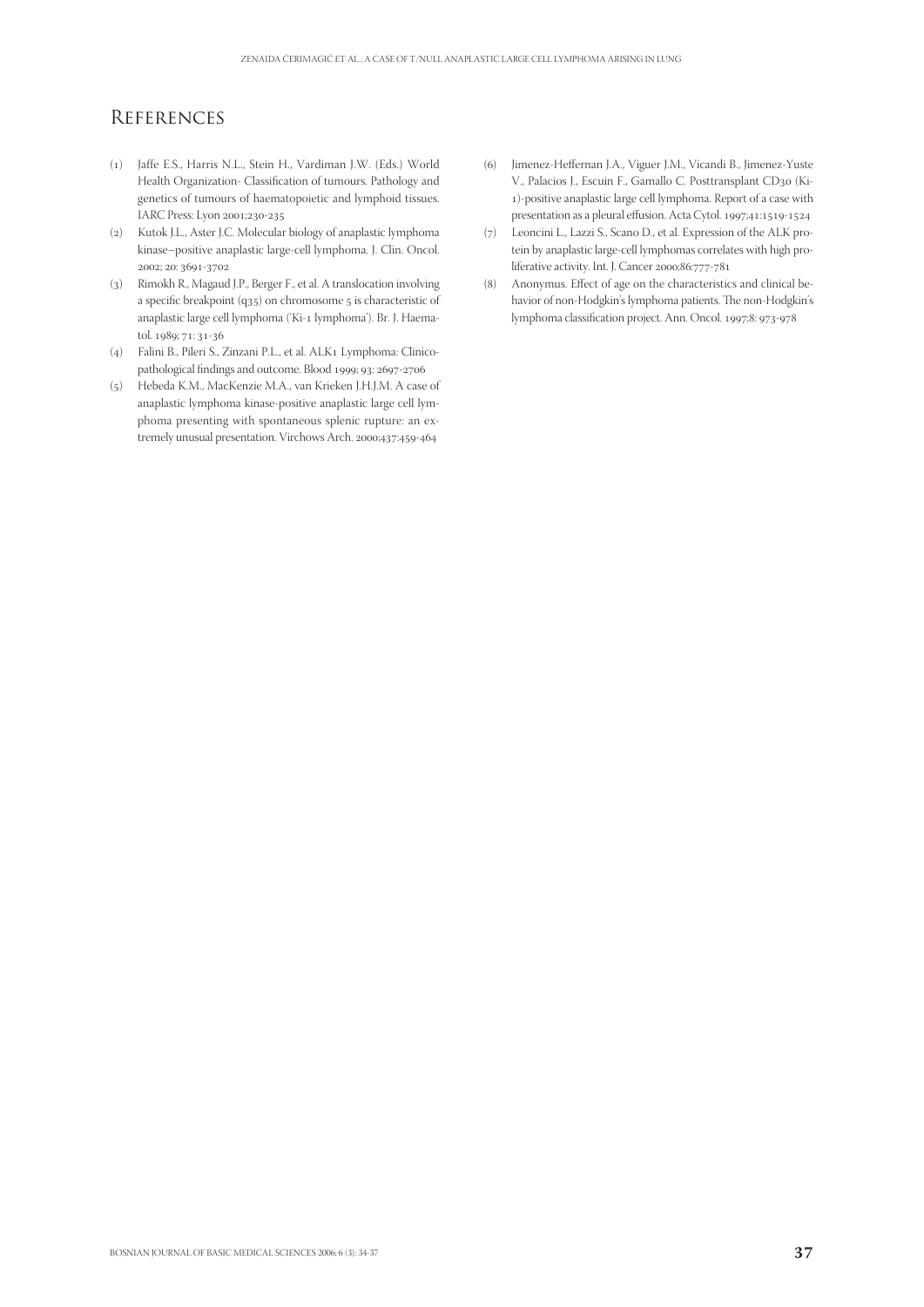## References

1. Jaffe E.S., Harris N.L., Stein H., Vardiman J.W. (Eds.) World Health Organization- Classification of tumours. Pathology and genetics of tumours of haematopoietic and lymphoid tissues. IARC Press: Lyon 2001;230-235
2. Kutok J.L., Aster J.C. Molecular biology of anaplastic lymphoma kinase–positive anaplastic large-cell lymphoma. J. Clin. Oncol. 2002; 20: 3691-3702
3. Rimokh R., Magaud J.P., Berger F., et al. A translocation involving a specific breakpoint (q35) on chromosome 5 is characteristic of anaplastic large cell lymphoma ('Ki-1 lymphoma'). Br. J. Haematol. 1989; 71: 31-36
4. Falini B., Pileri S., Zinzani P.L., et al. ALK1 Lymphoma: Clinicopathological findings and outcome. Blood 1999; 93: 2697-2706
5. Hebeda K.M., MacKenzie M.A., van Krieken J.H.J.M. A case of anaplastic lymphoma kinase-positive anaplastic large cell lymphoma presenting with spontaneous splenic rupture: an extremely unusual presentation. Virchows Arch. 2000;437:459-464
6. Jimenez-Heffernan J.A., Viguer J.M., Vicandi B., Jimenez-Yuste V., Palacios J., Escuin F., Gamallo C. Posttransplant CD30 (Ki-1)-positive anaplastic large cell lymphoma. Report of a case with presentation as a pleural effusion. Acta Cytol. 1997;41:1519-1524
7. Leoncini L., Lazzi S., Scano D., et al. Expression of the ALK protein by anaplastic large-cell lymphomas correlates with high proliferative activity. Int. J. Cancer 2000;86:777-781
8. Anonymus. Effect of age on the characteristics and clinical behavior of non-Hodgkin's lymphoma patients. The non-Hodgkin's lymphoma classification project. Ann. Oncol. 1997;8: 973-978